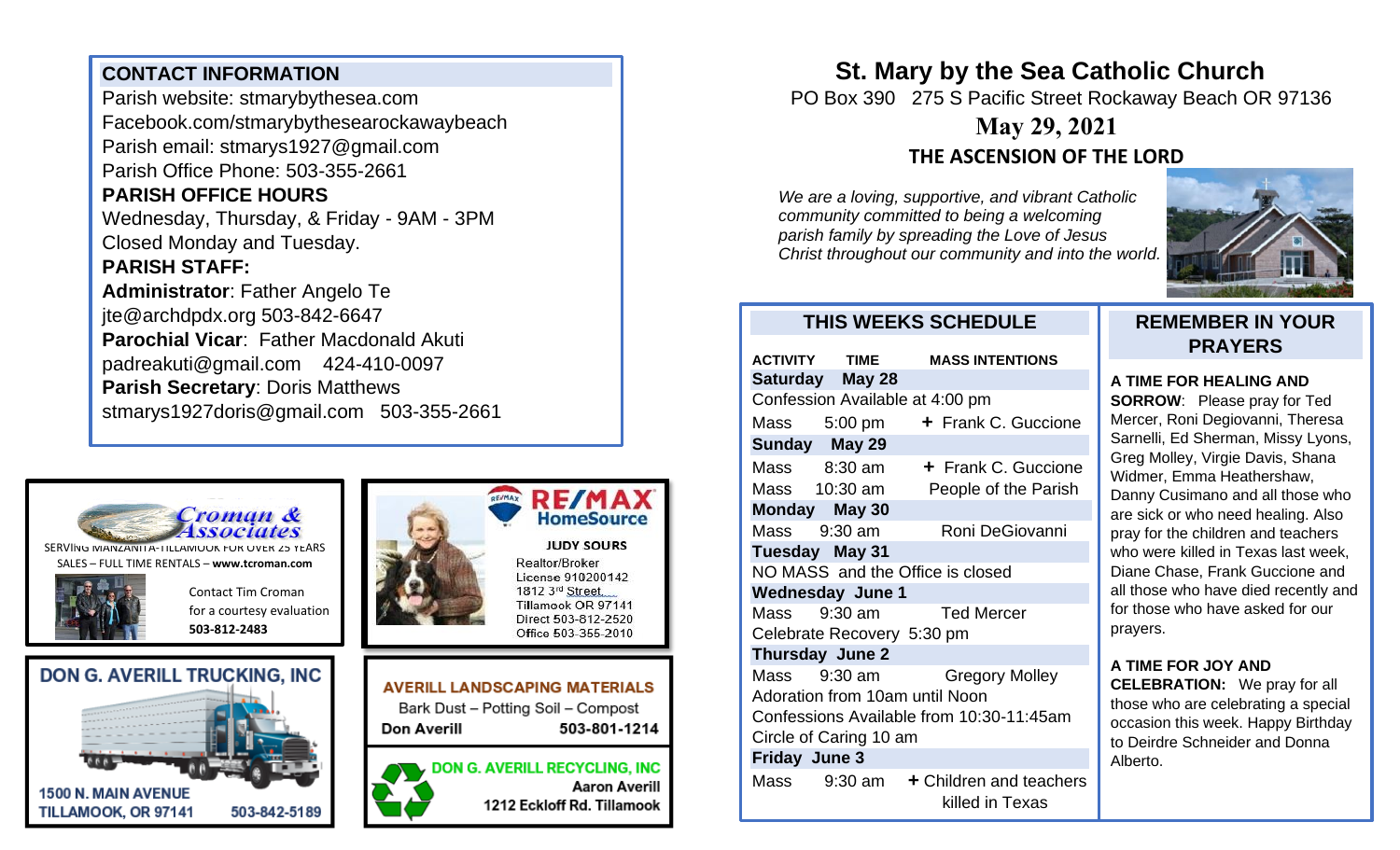# St. Mary by the Sea Catholic Church

PO Box 390   275 S Pacific Street Rockaway Beach OR 97136

## May 29, 2021

### THE ASCENSION OF THE LORD

*We are a loving, supportive, and vibrant Catholic community committed to being a welcoming parish family by spreading the Love of Jesus Christ throughout our community and into the world.*

## CONTACT INFORMATION

Parish website: stmarybythesea.com
Facebook.com/stmarybythesearockawaybeach
Parish email: stmarys1927@gmail.com
Parish Office Phone: 503-355-2661

**PARISH OFFICE HOURS**

Wednesday, Thursday, & Friday - 9AM - 3PM
Closed Monday and Tuesday.

**PARISH STAFF:**

**Administrator**: Father Angelo Te
jte@archdpdx.org 503-842-6647
**Parochial Vicar**: Father Macdonald Akuti
padreakuti@gmail.com   424-410-0097
**Parish Secretary**: Doris Matthews
stmarys1927doris@gmail.com   503-355-2661

## THIS WEEKS SCHEDULE

| ACTIVITY | TIME | MASS INTENTIONS |
|---|---|---|
| **Saturday** | **May 28** | |
| Confession Available at 4:00 pm | | |
| Mass | 5:00 pm | + Frank C. Guccione |
| **Sunday** | **May 29** | |
| Mass | 8:30 am | + Frank C. Guccione |
| Mass | 10:30 am | People of the Parish |
| **Monday** | **May 30** | |
| Mass | 9:30 am | Roni DeGiovanni |
| **Tuesday** | **May 31** | |
| NO MASS and the Office is closed | | |
| **Wednesday** | **June 1** | |
| Mass | 9:30 am | Ted Mercer |
| Celebrate Recovery 5:30 pm | | |
| **Thursday** | **June 2** | |
| Mass | 9:30 am | Gregory Molley |
| Adoration from 10am until Noon | | |
| Confessions Available from 10:30-11:45am | | |
| Circle of Caring 10 am | | |
| **Friday** | **June 3** | |
| Mass | 9:30 am | + Children and teachers killed in Texas |

## REMEMBER IN YOUR PRAYERS

**A TIME FOR HEALING AND SORROW**: Please pray for Ted Mercer, Roni Degiovanni, Theresa Sarnelli, Ed Sherman, Missy Lyons, Greg Molley, Virgie Davis, Shana Widmer, Emma Heathershaw, Danny Cusimano and all those who are sick or who need healing. Also pray for the children and teachers who were killed in Texas last week, Diane Chase, Frank Guccione and all those who have died recently and for those who have asked for our prayers.

**A TIME FOR JOY AND CELEBRATION:** We pray for all those who are celebrating a special occasion this week. Happy Birthday to Deirdre Schneider and Donna Alberto.

---

**Croman & Associates**
SERVING MANZANITA-TILLAMOOK FOR OVER 25 YEARS
SALES – FULL TIME RENTALS – **www.tcroman.com**
Contact Tim Croman for a courtesy evaluation
**503-812-2483**

**RE/MAX HomeSource**
**JUDY SOURS**
Realtor/Broker
License 910200142
1812 3rd Street
Tillamook OR 97141
Direct 503-812-2520
Office 503-355-2010

**DON G. AVERILL TRUCKING, INC**
1500 N. MAIN AVENUE
TILLAMOOK, OR 97141   503-842-5189

**AVERILL LANDSCAPING MATERIALS**
Bark Dust – Potting Soil – Compost
**Don Averill   503-801-1214**

**DON G. AVERILL RECYCLING, INC**
**Aaron Averill**
**1212 Eckloff Rd. Tillamook**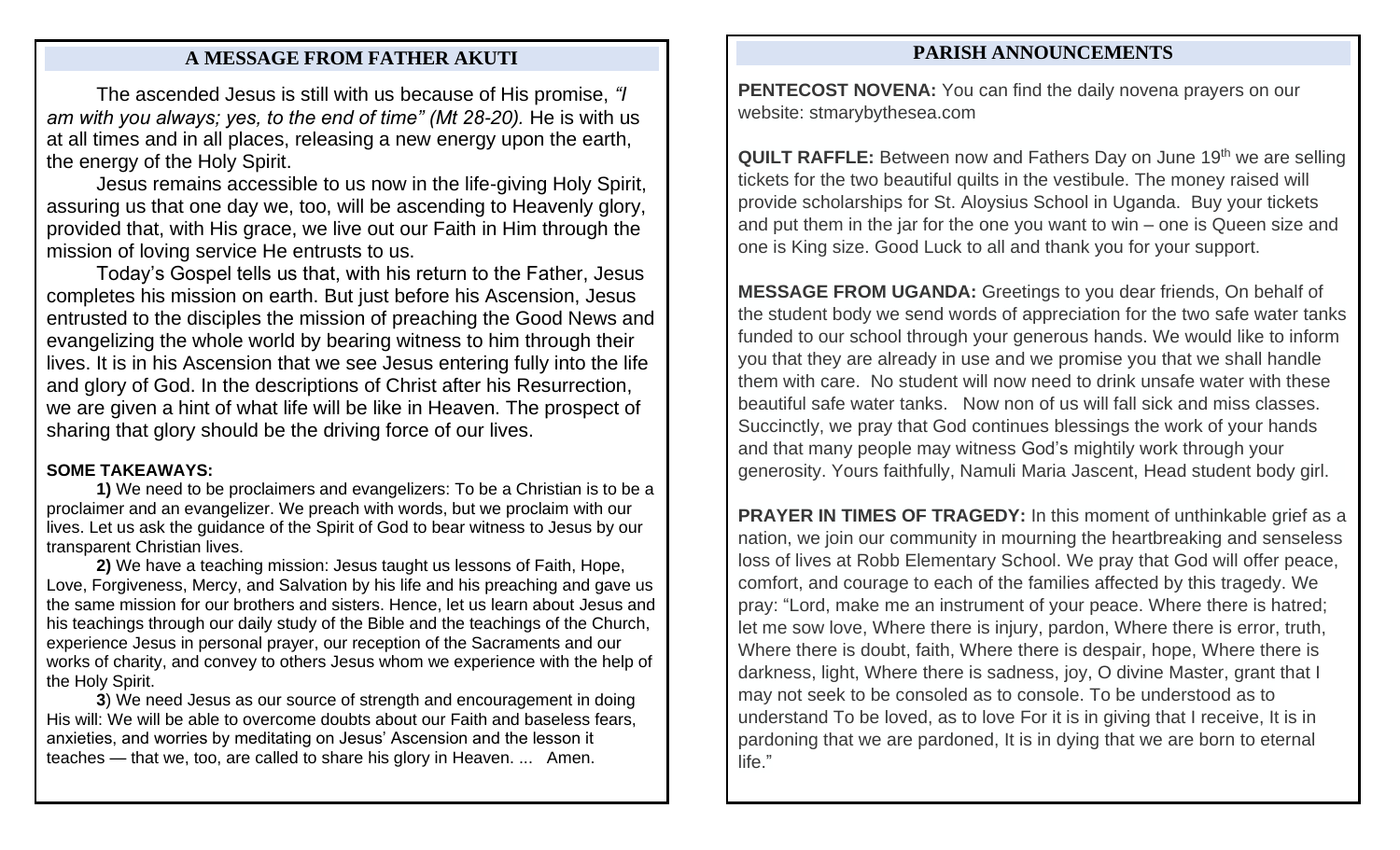## A MESSAGE FROM FATHER AKUTI

The ascended Jesus is still with us because of His promise, *"I am with you always; yes, to the end of time" (Mt 28-20).* He is with us at all times and in all places, releasing a new energy upon the earth, the energy of the Holy Spirit.

Jesus remains accessible to us now in the life-giving Holy Spirit, assuring us that one day we, too, will be ascending to Heavenly glory, provided that, with His grace, we live out our Faith in Him through the mission of loving service He entrusts to us.

Today's Gospel tells us that, with his return to the Father, Jesus completes his mission on earth. But just before his Ascension, Jesus entrusted to the disciples the mission of preaching the Good News and evangelizing the whole world by bearing witness to him through their lives. It is in his Ascension that we see Jesus entering fully into the life and glory of God. In the descriptions of Christ after his Resurrection, we are given a hint of what life will be like in Heaven. The prospect of sharing that glory should be the driving force of our lives.

**SOME TAKEAWAYS:**

**1)** We need to be proclaimers and evangelizers: To be a Christian is to be a proclaimer and an evangelizer. We preach with words, but we proclaim with our lives. Let us ask the guidance of the Spirit of God to bear witness to Jesus by our transparent Christian lives.

**2)** We have a teaching mission: Jesus taught us lessons of Faith, Hope, Love, Forgiveness, Mercy, and Salvation by his life and his preaching and gave us the same mission for our brothers and sisters. Hence, let us learn about Jesus and his teachings through our daily study of the Bible and the teachings of the Church, experience Jesus in personal prayer, our reception of the Sacraments and our works of charity, and convey to others Jesus whom we experience with the help of the Holy Spirit.

**3**) We need Jesus as our source of strength and encouragement in doing His will: We will be able to overcome doubts about our Faith and baseless fears, anxieties, and worries by meditating on Jesus' Ascension and the lesson it teaches — that we, too, are called to share his glory in Heaven. ... Amen.

## PARISH ANNOUNCEMENTS

**PENTECOST NOVENA:** You can find the daily novena prayers on our website: stmarybythesea.com

**QUILT RAFFLE:** Between now and Fathers Day on June 19th we are selling tickets for the two beautiful quilts in the vestibule. The money raised will provide scholarships for St. Aloysius School in Uganda. Buy your tickets and put them in the jar for the one you want to win – one is Queen size and one is King size. Good Luck to all and thank you for your support.

**MESSAGE FROM UGANDA:** Greetings to you dear friends, On behalf of the student body we send words of appreciation for the two safe water tanks funded to our school through your generous hands. We would like to inform you that they are already in use and we promise you that we shall handle them with care. No student will now need to drink unsafe water with these beautiful safe water tanks. Now non of us will fall sick and miss classes. Succinctly, we pray that God continues blessings the work of your hands and that many people may witness God's mightily work through your generosity. Yours faithfully, Namuli Maria Jascent, Head student body girl.

**PRAYER IN TIMES OF TRAGEDY:** In this moment of unthinkable grief as a nation, we join our community in mourning the heartbreaking and senseless loss of lives at Robb Elementary School. We pray that God will offer peace, comfort, and courage to each of the families affected by this tragedy. We pray: "Lord, make me an instrument of your peace. Where there is hatred; let me sow love, Where there is injury, pardon, Where there is error, truth, Where there is doubt, faith, Where there is despair, hope, Where there is darkness, light, Where there is sadness, joy, O divine Master, grant that I may not seek to be consoled as to console. To be understood as to understand To be loved, as to love For it is in giving that I receive, It is in pardoning that we are pardoned, It is in dying that we are born to eternal life."